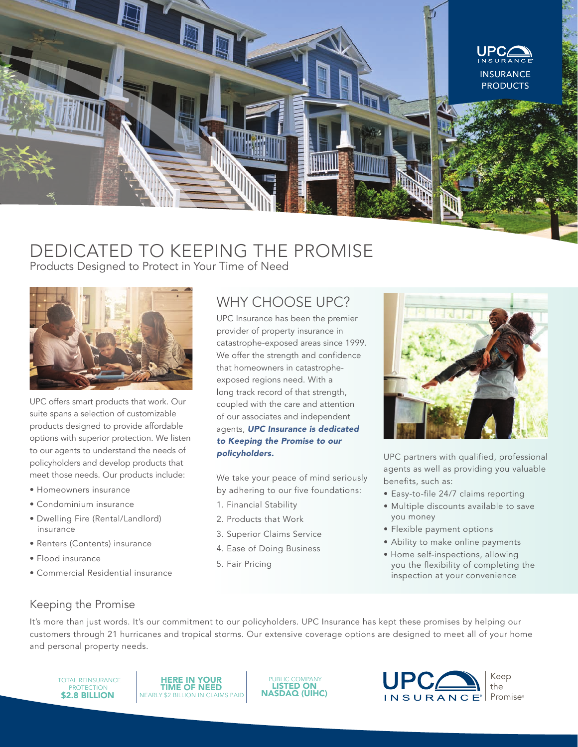UPC INSURANCE

INSURANCE PRODUCTS

# DEDICATED TO KEEPING THE PROMISE

Products Designed to Protect in Your Time of Need

UPC offers smart products that work. Our suite spans a selection of customizable products designed to provide affordable options with superior protection. We listen to our agents to understand the needs of policyholders and develop products that meet those needs. Our products include:

- Homeowners insurance
- Condominium insurance
- Dwelling Fire (Rental/Landlord) insurance
- Renters (Contents) insurance
- Flood insurance
- Commercial Residential insurance

## WHY CHOOSE UPC?

UPC Insurance has been the premier provider of property insurance in catastrophe-exposed areas since 1999. We offer the strength and confidence that homeowners in catastrophe-exposed regions need. With a long track record of that strength, coupled with the care and attention of our associates and independent agents, ***UPC Insurance is dedicated to Keeping the Promise to our policyholders.***

We take your peace of mind seriously by adhering to our five foundations:

1. Financial Stability
2. Products that Work
3. Superior Claims Service
4. Ease of Doing Business
5. Fair Pricing

UPC partners with qualified, professional agents as well as providing you valuable benefits, such as:

- Easy-to-file 24/7 claims reporting
- Multiple discounts available to save you money
- Flexible payment options
- Ability to make online payments
- Home self-inspections, allowing you the flexibility of completing the inspection at your convenience

## Keeping the Promise

It's more than just words. It's our commitment to our policyholders. UPC Insurance has kept these promises by helping our customers through 21 hurricanes and tropical storms. Our extensive coverage options are designed to meet all of your home and personal property needs.

TOTAL REINSURANCE PROTECTION **$2.8 BILLION**

**HERE IN YOUR TIME OF NEED** NEARLY $2 BILLION IN CLAIMS PAID

PUBLIC COMPANY **LISTED ON NASDAQ (UIHC)**

UPC INSURANCE® | Keep the Promise®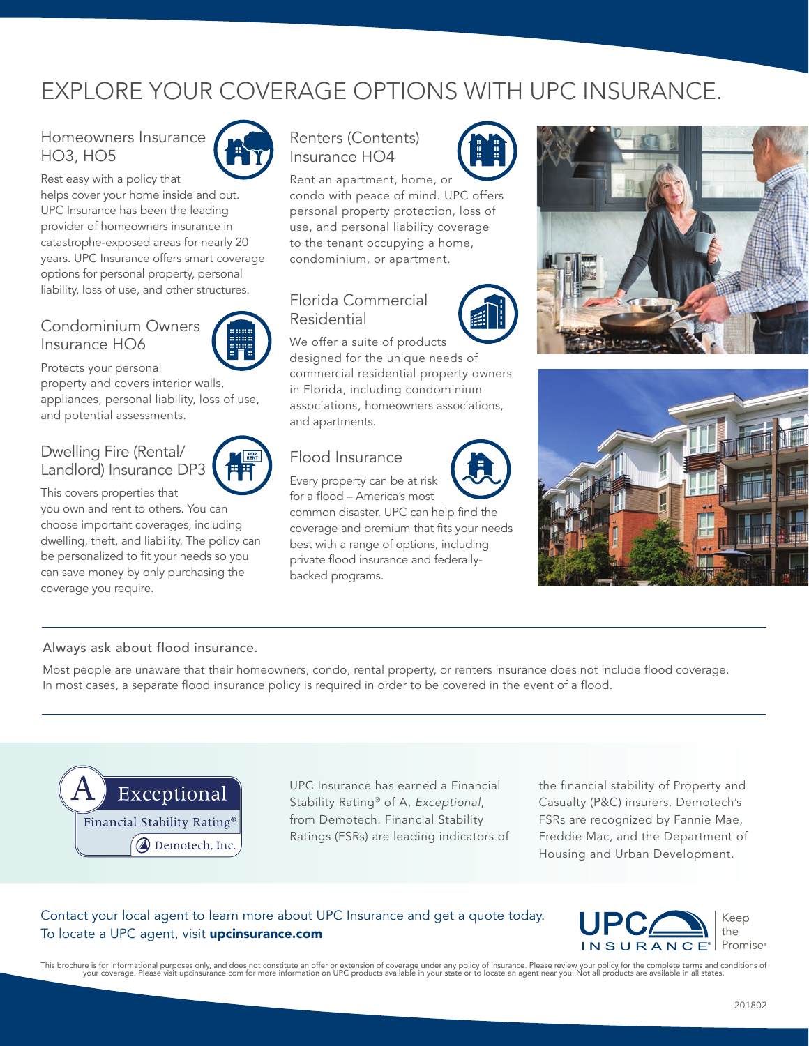# EXPLORE YOUR COVERAGE OPTIONS WITH UPC INSURANCE.

## Homeowners Insurance HO3, HO5

Rest easy with a policy that helps cover your home inside and out. UPC Insurance has been the leading provider of homeowners insurance in catastrophe-exposed areas for nearly 20 years. UPC Insurance offers smart coverage options for personal property, personal liability, loss of use, and other structures.

## Condominium Owners Insurance HO6

Protects your personal property and covers interior walls, appliances, personal liability, loss of use, and potential assessments.

## Dwelling Fire (Rental/ Landlord) Insurance DP3

This covers properties that you own and rent to others. You can choose important coverages, including dwelling, theft, and liability. The policy can be personalized to fit your needs so you can save money by only purchasing the coverage you require.

## Renters (Contents) Insurance HO4

Rent an apartment, home, or condo with peace of mind. UPC offers personal property protection, loss of use, and personal liability coverage to the tenant occupying a home, condominium, or apartment.

## Florida Commercial Residential

We offer a suite of products designed for the unique needs of commercial residential property owners in Florida, including condominium associations, homeowners associations, and apartments.

## Flood Insurance

Every property can be at risk for a flood – America's most common disaster. UPC can help find the coverage and premium that fits your needs best with a range of options, including private flood insurance and federally-backed programs.

---

### Always ask about flood insurance.

Most people are unaware that their homeowners, condo, rental property, or renters insurance does not include flood coverage. In most cases, a separate flood insurance policy is required in order to be covered in the event of a flood.

---

A Exceptional
Financial Stability Rating®
Demotech, Inc.

UPC Insurance has earned a Financial Stability Rating® of A, *Exceptional*, from Demotech. Financial Stability Ratings (FSRs) are leading indicators of the financial stability of Property and Casualty (P&C) insurers. Demotech's FSRs are recognized by Fannie Mae, Freddie Mac, and the Department of Housing and Urban Development.

Contact your local agent to learn more about UPC Insurance and get a quote today.
To locate a UPC agent, visit **upcinsurance.com**

UPC INSURANCE® | Keep the Promise®

This brochure is for informational purposes only, and does not constitute an offer or extension of coverage under any policy of insurance. Please review your policy for the complete terms and conditions of your coverage. Please visit upcinsurance.com for more information on UPC products available in your state or to locate an agent near you. Not all products are available in all states.

201802